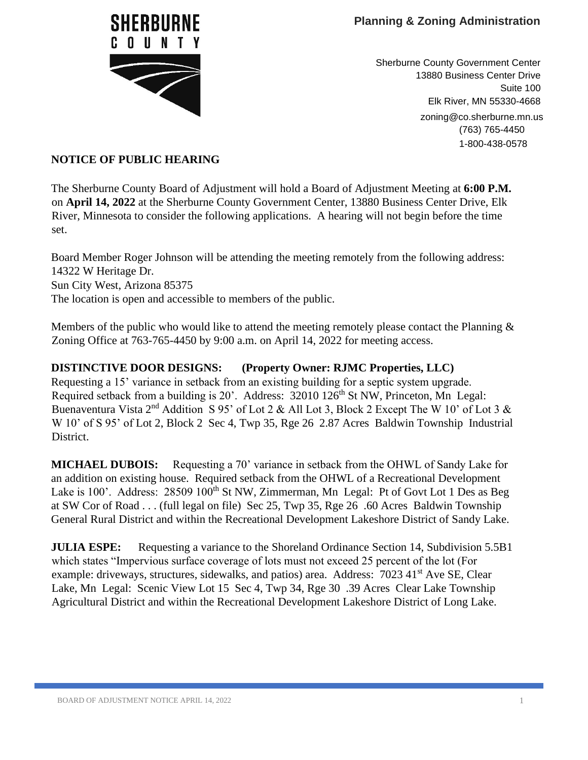SHERBURNE COUNTY

**Planning & Zoning Administration**

Sherburne County Government Center
13880 Business Center Drive
Suite 100
Elk River, MN 55330-4668
zoning@co.sherburne.mn.us
(763) 765-4450
1-800-438-0578

**NOTICE OF PUBLIC HEARING**

The Sherburne County Board of Adjustment will hold a Board of Adjustment Meeting at **6:00 P.M.** on **April 14, 2022** at the Sherburne County Government Center, 13880 Business Center Drive, Elk River, Minnesota to consider the following applications. A hearing will not begin before the time set.

Board Member Roger Johnson will be attending the meeting remotely from the following address:
14322 W Heritage Dr.
Sun City West, Arizona 85375
The location is open and accessible to members of the public.

Members of the public who would like to attend the meeting remotely please contact the Planning & Zoning Office at 763-765-4450 by 9:00 a.m. on April 14, 2022 for meeting access.

**DISTINCTIVE DOOR DESIGNS: (Property Owner: RJMC Properties, LLC)**
Requesting a 15' variance in setback from an existing building for a septic system upgrade. Required setback from a building is 20'. Address: 32010 126th St NW, Princeton, Mn Legal: Buenaventura Vista 2nd Addition S 95' of Lot 2 & All Lot 3, Block 2 Except The W 10' of Lot 3 & W 10' of S 95' of Lot 2, Block 2 Sec 4, Twp 35, Rge 26 2.87 Acres Baldwin Township Industrial District.

**MICHAEL DUBOIS:** Requesting a 70' variance in setback from the OHWL of Sandy Lake for an addition on existing house. Required setback from the OHWL of a Recreational Development Lake is 100'. Address: 28509 100th St NW, Zimmerman, Mn Legal: Pt of Govt Lot 1 Des as Beg at SW Cor of Road . . . (full legal on file) Sec 25, Twp 35, Rge 26 .60 Acres Baldwin Township General Rural District and within the Recreational Development Lakeshore District of Sandy Lake.

**JULIA ESPE:** Requesting a variance to the Shoreland Ordinance Section 14, Subdivision 5.5B1 which states "Impervious surface coverage of lots must not exceed 25 percent of the lot (For example: driveways, structures, sidewalks, and patios) area. Address: 7023 41st Ave SE, Clear Lake, Mn Legal: Scenic View Lot 15 Sec 4, Twp 34, Rge 30 .39 Acres Clear Lake Township Agricultural District and within the Recreational Development Lakeshore District of Long Lake.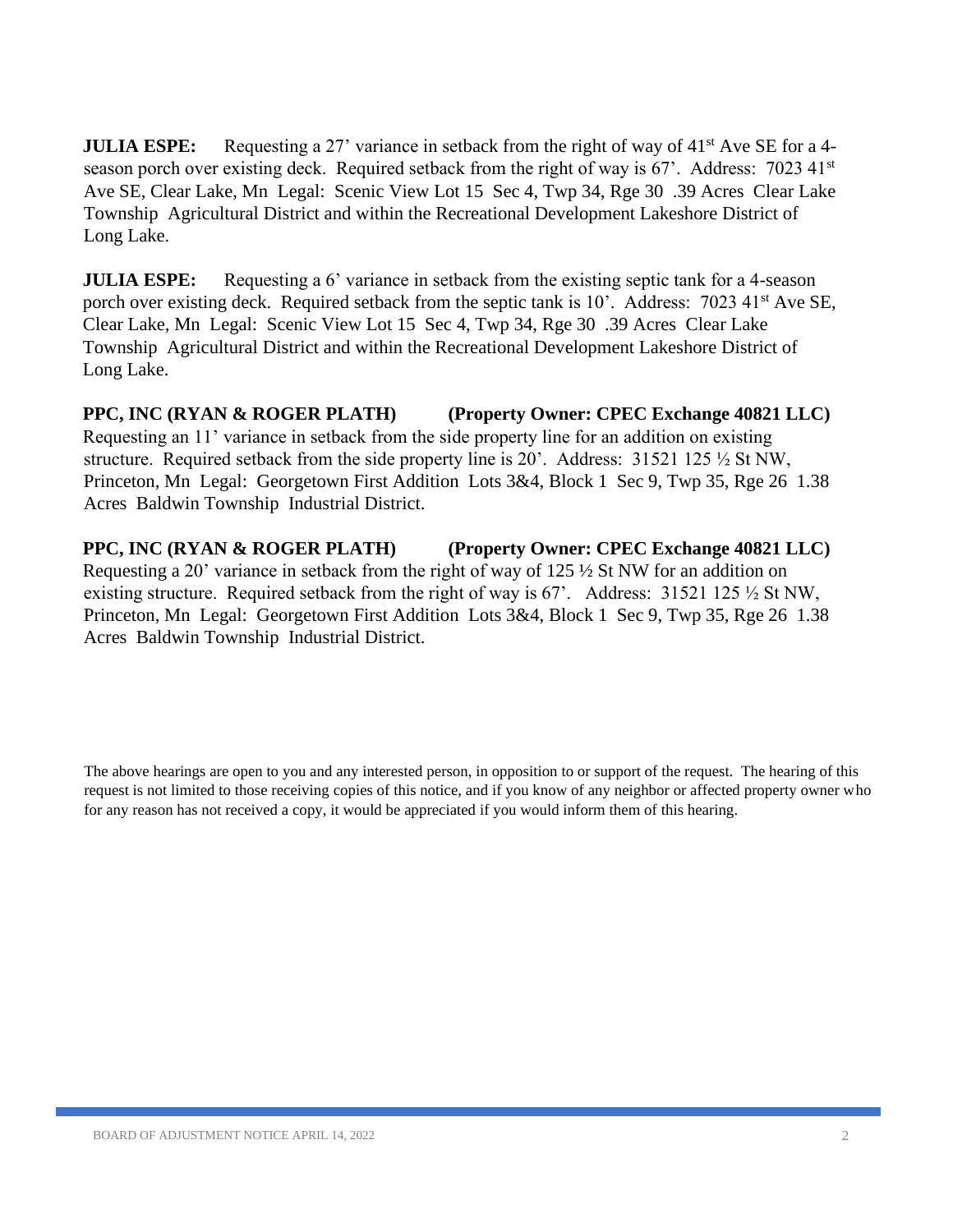**JULIA ESPE:** Requesting a 27' variance in setback from the right of way of 41st Ave SE for a 4-season porch over existing deck. Required setback from the right of way is 67'. Address: 7023 41st Ave SE, Clear Lake, Mn Legal: Scenic View Lot 15 Sec 4, Twp 34, Rge 30 .39 Acres Clear Lake Township Agricultural District and within the Recreational Development Lakeshore District of Long Lake.

**JULIA ESPE:** Requesting a 6' variance in setback from the existing septic tank for a 4-season porch over existing deck. Required setback from the septic tank is 10'. Address: 7023 41st Ave SE, Clear Lake, Mn Legal: Scenic View Lot 15 Sec 4, Twp 34, Rge 30 .39 Acres Clear Lake Township Agricultural District and within the Recreational Development Lakeshore District of Long Lake.

**PPC, INC (RYAN & ROGER PLATH) (Property Owner: CPEC Exchange 40821 LLC)**
Requesting an 11' variance in setback from the side property line for an addition on existing structure. Required setback from the side property line is 20'. Address: 31521 125 ½ St NW, Princeton, Mn Legal: Georgetown First Addition Lots 3&4, Block 1 Sec 9, Twp 35, Rge 26 1.38 Acres Baldwin Township Industrial District.

**PPC, INC (RYAN & ROGER PLATH) (Property Owner: CPEC Exchange 40821 LLC)**
Requesting a 20' variance in setback from the right of way of 125 ½ St NW for an addition on existing structure. Required setback from the right of way is 67'. Address: 31521 125 ½ St NW, Princeton, Mn Legal: Georgetown First Addition Lots 3&4, Block 1 Sec 9, Twp 35, Rge 26 1.38 Acres Baldwin Township Industrial District.

The above hearings are open to you and any interested person, in opposition to or support of the request. The hearing of this request is not limited to those receiving copies of this notice, and if you know of any neighbor or affected property owner who for any reason has not received a copy, it would be appreciated if you would inform them of this hearing.